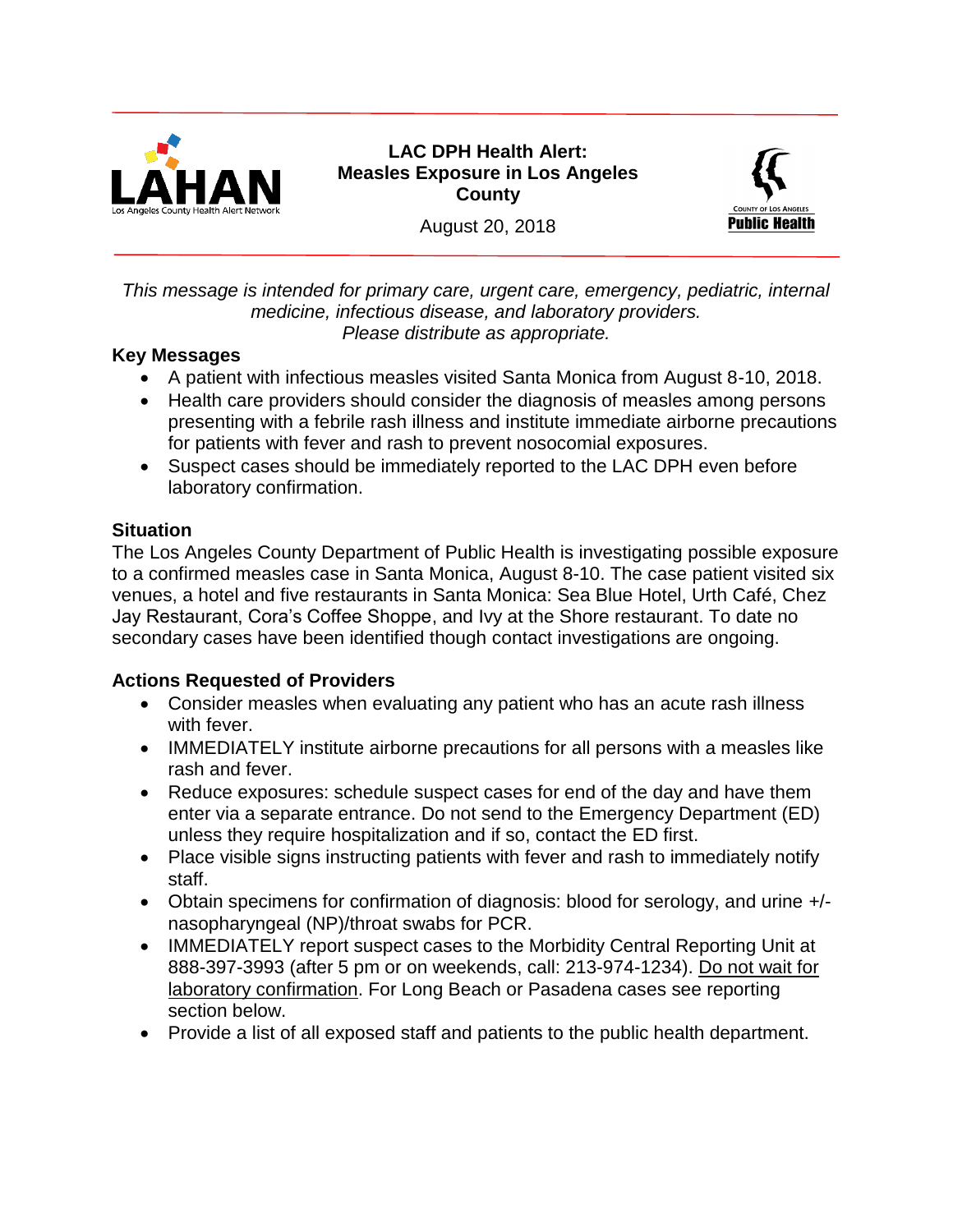LAHAN

Los Angeles County Health Alert Network

# LAC DPH Health Alert: Measles Exposure in Los Angeles County

August 20, 2018

County of Los Angeles Public Health

*This message is intended for primary care, urgent care, emergency, pediatric, internal medicine, infectious disease, and laboratory providers. Please distribute as appropriate.*

## Key Messages

- A patient with infectious measles visited Santa Monica from August 8-10, 2018.
- Health care providers should consider the diagnosis of measles among persons presenting with a febrile rash illness and institute immediate airborne precautions for patients with fever and rash to prevent nosocomial exposures.
- Suspect cases should be immediately reported to the LAC DPH even before laboratory confirmation.

## Situation

The Los Angeles County Department of Public Health is investigating possible exposure to a confirmed measles case in Santa Monica, August 8-10. The case patient visited six venues, a hotel and five restaurants in Santa Monica: Sea Blue Hotel, Urth Café, Chez Jay Restaurant, Cora's Coffee Shoppe, and Ivy at the Shore restaurant. To date no secondary cases have been identified though contact investigations are ongoing.

## Actions Requested of Providers

- Consider measles when evaluating any patient who has an acute rash illness with fever.
- IMMEDIATELY institute airborne precautions for all persons with a measles like rash and fever.
- Reduce exposures: schedule suspect cases for end of the day and have them enter via a separate entrance. Do not send to the Emergency Department (ED) unless they require hospitalization and if so, contact the ED first.
- Place visible signs instructing patients with fever and rash to immediately notify staff.
- Obtain specimens for confirmation of diagnosis: blood for serology, and urine +/- nasopharyngeal (NP)/throat swabs for PCR.
- IMMEDIATELY report suspect cases to the Morbidity Central Reporting Unit at 888-397-3993 (after 5 pm or on weekends, call: 213-974-1234). <u>Do not wait for laboratory confirmation</u>. For Long Beach or Pasadena cases see reporting section below.
- Provide a list of all exposed staff and patients to the public health department.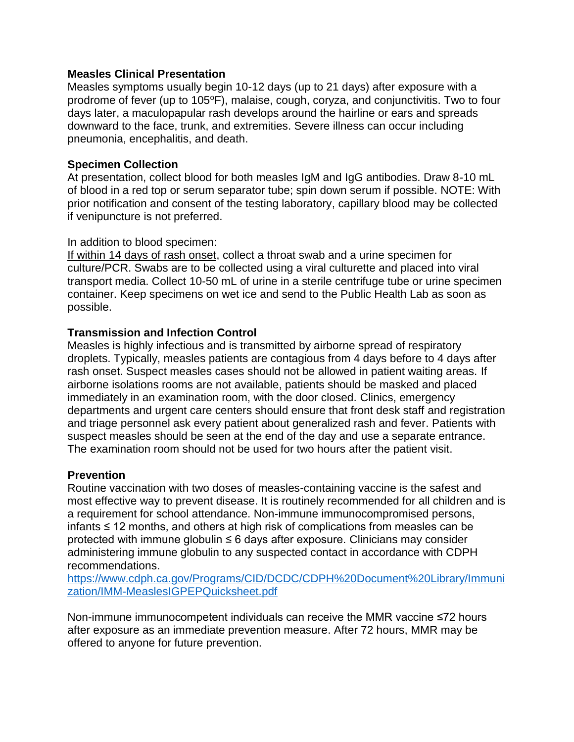**Measles Clinical Presentation**

Measles symptoms usually begin 10-12 days (up to 21 days) after exposure with a prodrome of fever (up to 105ºF), malaise, cough, coryza, and conjunctivitis. Two to four days later, a maculopapular rash develops around the hairline or ears and spreads downward to the face, trunk, and extremities. Severe illness can occur including pneumonia, encephalitis, and death.

**Specimen Collection**

At presentation, collect blood for both measles IgM and IgG antibodies. Draw 8-10 mL of blood in a red top or serum separator tube; spin down serum if possible. NOTE: With prior notification and consent of the testing laboratory, capillary blood may be collected if venipuncture is not preferred.

In addition to blood specimen:

If within 14 days of rash onset, collect a throat swab and a urine specimen for culture/PCR. Swabs are to be collected using a viral culturette and placed into viral transport media. Collect 10-50 mL of urine in a sterile centrifuge tube or urine specimen container. Keep specimens on wet ice and send to the Public Health Lab as soon as possible.

**Transmission and Infection Control**

Measles is highly infectious and is transmitted by airborne spread of respiratory droplets. Typically, measles patients are contagious from 4 days before to 4 days after rash onset. Suspect measles cases should not be allowed in patient waiting areas. If airborne isolations rooms are not available, patients should be masked and placed immediately in an examination room, with the door closed. Clinics, emergency departments and urgent care centers should ensure that front desk staff and registration and triage personnel ask every patient about generalized rash and fever. Patients with suspect measles should be seen at the end of the day and use a separate entrance. The examination room should not be used for two hours after the patient visit.

**Prevention**

Routine vaccination with two doses of measles-containing vaccine is the safest and most effective way to prevent disease. It is routinely recommended for all children and is a requirement for school attendance. Non-immune immunocompromised persons, infants ≤ 12 months, and others at high risk of complications from measles can be protected with immune globulin ≤ 6 days after exposure. Clinicians may consider administering immune globulin to any suspected contact in accordance with CDPH recommendations.
https://www.cdph.ca.gov/Programs/CID/DCDC/CDPH%20Document%20Library/Immunization/IMM-MeaslesIGPEPQuicksheet.pdf

Non-immune immunocompetent individuals can receive the MMR vaccine ≤72 hours after exposure as an immediate prevention measure. After 72 hours, MMR may be offered to anyone for future prevention.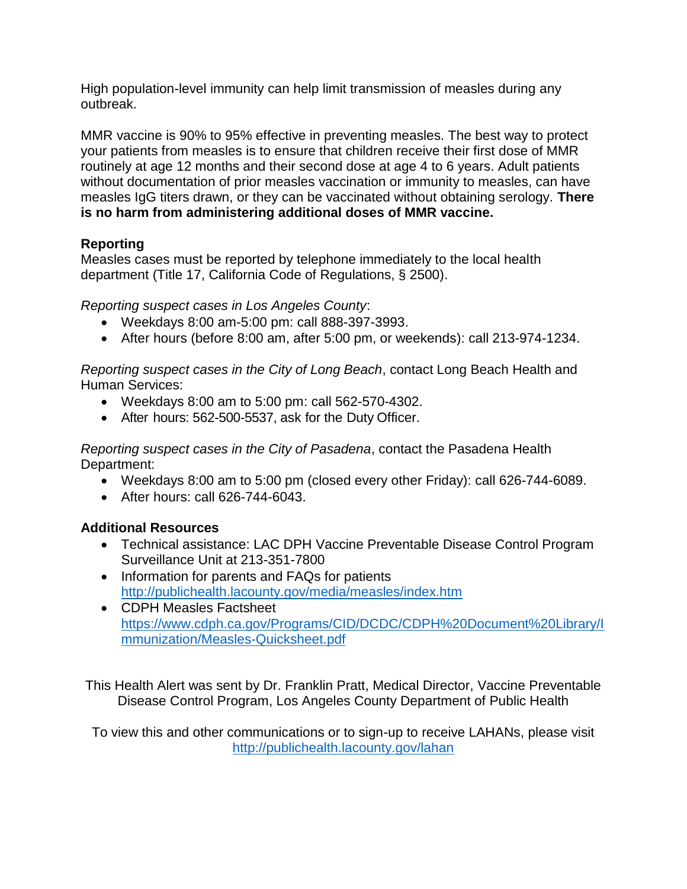High population-level immunity can help limit transmission of measles during any outbreak.

MMR vaccine is 90% to 95% effective in preventing measles. The best way to protect your patients from measles is to ensure that children receive their first dose of MMR routinely at age 12 months and their second dose at age 4 to 6 years. Adult patients without documentation of prior measles vaccination or immunity to measles, can have measles IgG titers drawn, or they can be vaccinated without obtaining serology. **There is no harm from administering additional doses of MMR vaccine.**

**Reporting**

Measles cases must be reported by telephone immediately to the local health department (Title 17, California Code of Regulations, § 2500).

*Reporting suspect cases in Los Angeles County*:

- Weekdays 8:00 am-5:00 pm: call 888-397-3993.
- After hours (before 8:00 am, after 5:00 pm, or weekends): call 213-974-1234.

*Reporting suspect cases in the City of Long Beach*, contact Long Beach Health and Human Services:

- Weekdays 8:00 am to 5:00 pm: call 562-570-4302.
- After hours: 562-500-5537, ask for the Duty Officer.

*Reporting suspect cases in the City of Pasadena*, contact the Pasadena Health Department:

- Weekdays 8:00 am to 5:00 pm (closed every other Friday): call 626-744-6089.
- After hours: call 626-744-6043.

**Additional Resources**

- Technical assistance: LAC DPH Vaccine Preventable Disease Control Program Surveillance Unit at 213-351-7800
- Information for parents and FAQs for patients [http://publichealth.lacounty.gov/media/measles/index.htm](http://publichealth.lacounty.gov/media/measles/index.htm)
- CDPH Measles Factsheet [https://www.cdph.ca.gov/Programs/CID/DCDC/CDPH%20Document%20Library/Immunization/Measles-Quicksheet.pdf](https://www.cdph.ca.gov/Programs/CID/DCDC/CDPH%20Document%20Library/Immunization/Measles-Quicksheet.pdf)

This Health Alert was sent by Dr. Franklin Pratt, Medical Director, Vaccine Preventable Disease Control Program, Los Angeles County Department of Public Health

To view this and other communications or to sign-up to receive LAHANs, please visit [http://publichealth.lacounty.gov/lahan](http://publichealth.lacounty.gov/lahan)